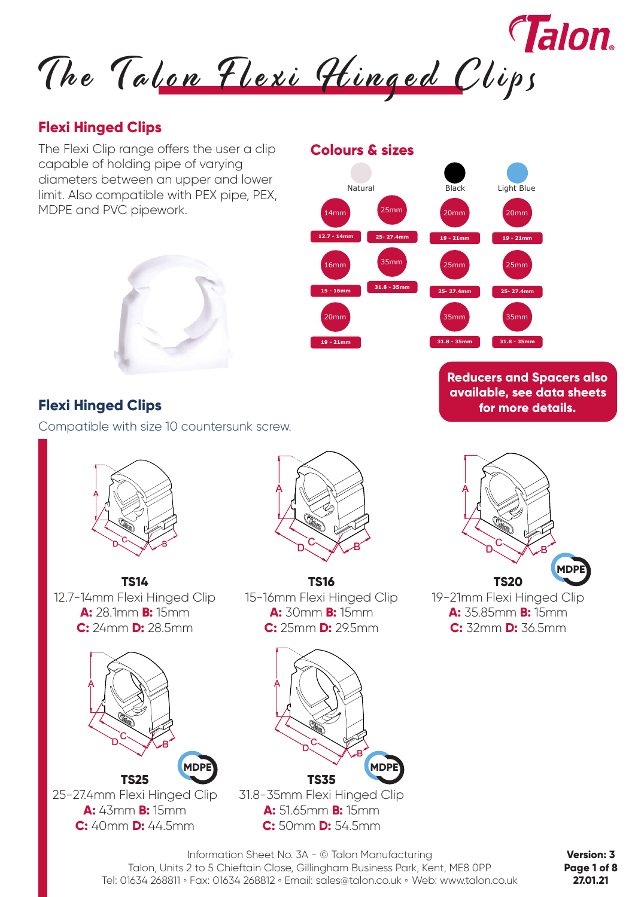# The Talon Flexi Hinged Clips

## Flexi Hinged Clips

The Flexi Clip range offers the user a clip capable of holding pipe of varying diameters between an upper and lower limit. Also compatible with PEX pipe, PEX, MDPE and PVC pipework.

## Colours & sizes

| Natural | | Black | Light Blue |
|---|---|---|---|
| 14mm (12.7 - 14mm) | 25mm (25- 27.4mm) | 20mm (19 - 21mm) | 20mm (19 - 21mm) |
| 16mm (15 - 16mm) | 35mm (31.8 - 35mm) | 25mm (25- 27.4mm) | 25mm (25- 27.4mm) |
| 20mm (19 - 21mm) | | 35mm (31.8 - 35mm) | 35mm (31.8 - 35mm) |

**Reducers and Spacers also available, see data sheets for more details.**

## Flexi Hinged Clips

Compatible with size 10 countersunk screw.

**TS14**
12.7-14mm Flexi Hinged Clip
**A:** 28.1mm **B:** 15mm
**C:** 24mm **D:** 28.5mm

**TS16**
15-16mm Flexi Hinged Clip
**A:** 30mm **B:** 15mm
**C:** 25mm **D:** 29.5mm

MDPE

**TS20**
19-21mm Flexi Hinged Clip
**A:** 35.85mm **B:** 15mm
**C:** 32mm **D:** 36.5mm

MDPE

**TS25**
25-27.4mm Flexi Hinged Clip
**A:** 43mm **B:** 15mm
**C:** 40mm **D:** 44.5mm

MDPE

**TS35**
31.8-35mm Flexi Hinged Clip
**A:** 51.65mm **B:** 15mm
**C:** 50mm **D:** 54.5mm

Information Sheet No. 3A - © Talon Manufacturing
Talon, Units 2 to 5 Chieftain Close, Gillingham Business Park, Kent, ME8 0PP
Tel: 01634 268811 ◦ Fax: 01634 268812 ◦ Email: sales@talon.co.uk ◦ Web: www.talon.co.uk

**Version: 3**
**27.01.21**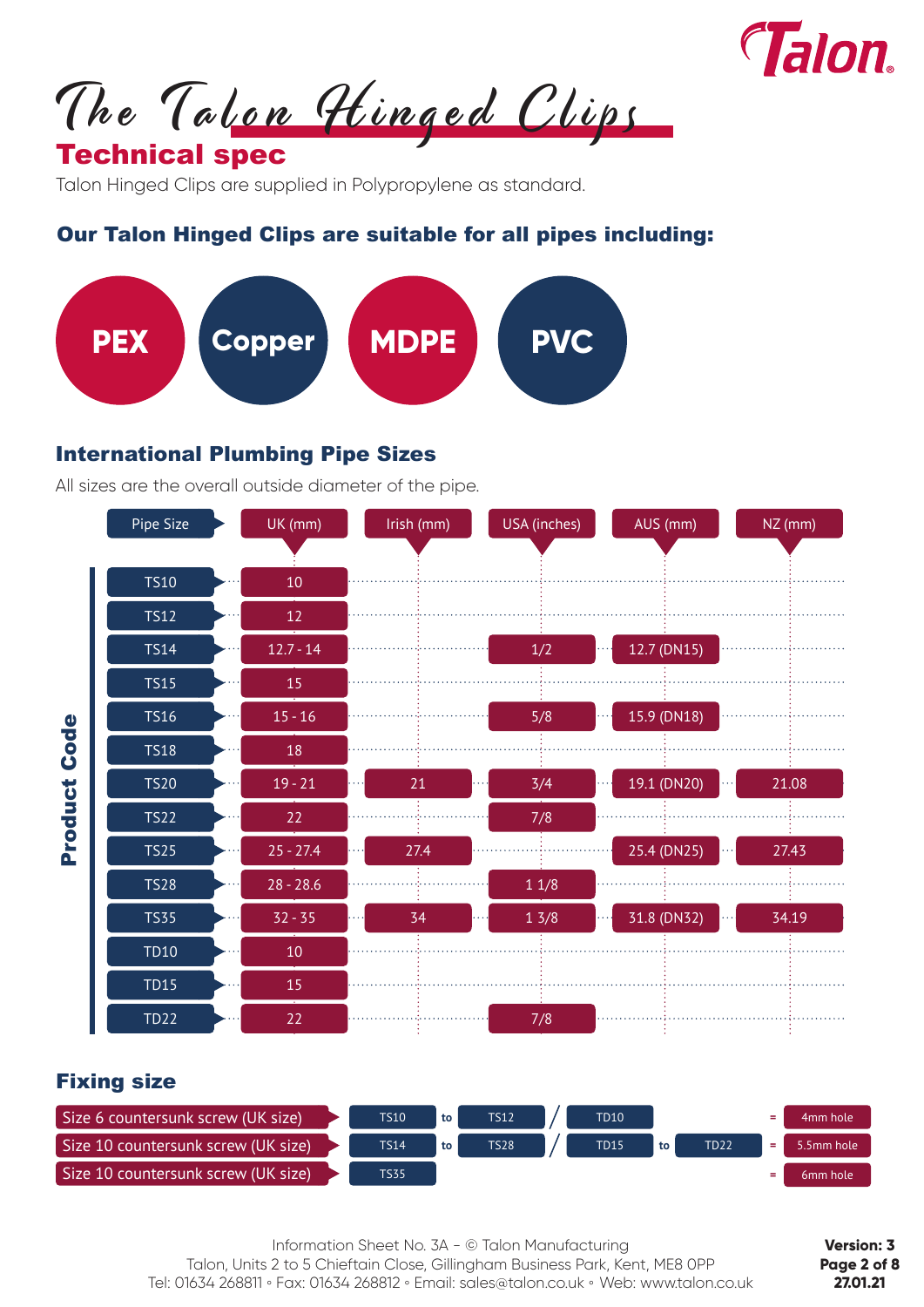Talon

# The Talon Hinged Clips

## Technical spec

Talon Hinged Clips are supplied in Polypropylene as standard.

### Our Talon Hinged Clips are suitable for all pipes including:

**PEX** | **Copper** | **MDPE** | **PVC**

### International Plumbing Pipe Sizes

All sizes are the overall outside diameter of the pipe.

| Product Code / Pipe Size | UK (mm) | Irish (mm) | USA (inches) | AUS (mm) | NZ (mm) |
|---|---|---|---|---|---|
| TS10 | 10 | | | | |
| TS12 | 12 | | | | |
| TS14 | 12.7 - 14 | | 1/2 | 12.7 (DN15) | |
| TS15 | 15 | | | | |
| TS16 | 15 - 16 | | 5/8 | 15.9 (DN18) | |
| TS18 | 18 | | | | |
| TS20 | 19 - 21 | 21 | 3/4 | 19.1 (DN20) | 21.08 |
| TS22 | 22 | | 7/8 | | |
| TS25 | 25 - 27.4 | 27.4 | | 25.4 (DN25) | 27.43 |
| TS28 | 28 - 28.6 | | 1 1/8 | | |
| TS35 | 32 - 35 | 34 | 1 3/8 | 31.8 (DN32) | 34.19 |
| TD10 | 10 | | | | |
| TD15 | 15 | | | | |
| TD22 | 22 | | 7/8 | | |

### Fixing size

| Screw | Product codes | Hole |
|---|---|---|
| Size 6 countersunk screw (UK size) | TS10 to TS12 / TD10 | = 4mm hole |
| Size 10 countersunk screw (UK size) | TS14 to TS28 / TD15 to TD22 | = 5.5mm hole |
| Size 10 countersunk screw (UK size) | TS35 | = 6mm hole |

Information Sheet No. 3A - © Talon Manufacturing
Talon, Units 2 to 5 Chieftain Close, Gillingham Business Park, Kent, ME8 0PP
Tel: 01634 268811 ◦ Fax: 01634 268812 ◦ Email: sales@talon.co.uk ◦ Web: www.talon.co.uk

**Version: 3**
**27.01.21**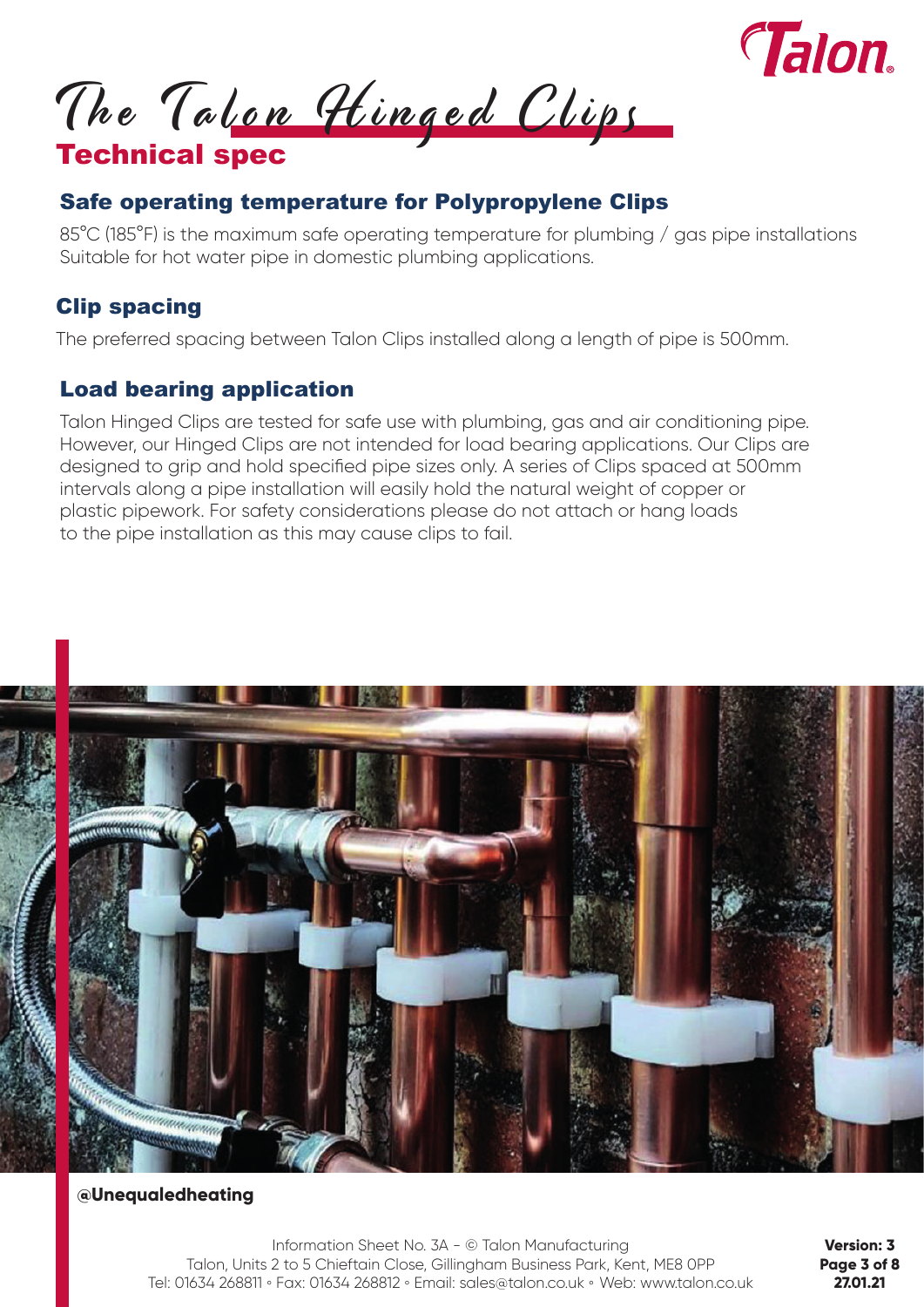# The Talon Hinged Clips

## Technical spec

### Safe operating temperature for Polypropylene Clips

85°C (185°F) is the maximum safe operating temperature for plumbing / gas pipe installations
Suitable for hot water pipe in domestic plumbing applications.

### Clip spacing

The preferred spacing between Talon Clips installed along a length of pipe is 500mm.

### Load bearing application

Talon Hinged Clips are tested for safe use with plumbing, gas and air conditioning pipe. However, our Hinged Clips are not intended for load bearing applications. Our Clips are designed to grip and hold specified pipe sizes only. A series of Clips spaced at 500mm intervals along a pipe installation will easily hold the natural weight of copper or plastic pipework. For safety considerations please do not attach or hang loads to the pipe installation as this may cause clips to fail.

**@Unequaledheating**

Information Sheet No. 3A - © Talon Manufacturing
Talon, Units 2 to 5 Chieftain Close, Gillingham Business Park, Kent, ME8 0PP
Tel: 01634 268811 ◦ Fax: 01634 268812 ◦ Email: sales@talon.co.uk ◦ Web: www.talon.co.uk

**Version: 3**
**27.01.21**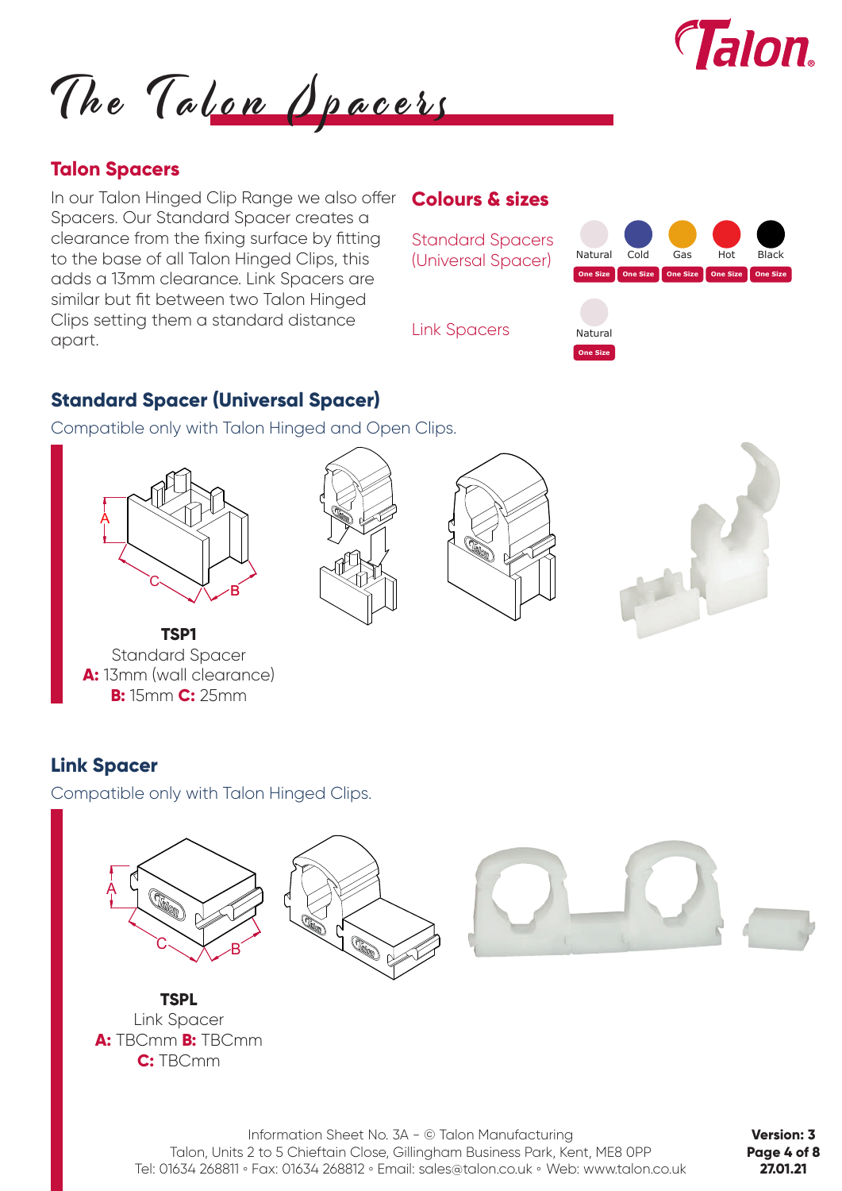# The Talon Spacers

## Talon Spacers

In our Talon Hinged Clip Range we also offer Spacers. Our Standard Spacer creates a clearance from the fixing surface by fitting to the base of all Talon Hinged Clips, this adds a 13mm clearance. Link Spacers are similar but fit between two Talon Hinged Clips setting them a standard distance apart.

## Colours & sizes

| | Natural | Cold | Gas | Hot | Black |
|---|---|---|---|---|---|
| Standard Spacers (Universal Spacer) | One Size | One Size | One Size | One Size | One Size |
| Link Spacers | One Size | | | | |

## Standard Spacer (Universal Spacer)

Compatible only with Talon Hinged and Open Clips.

**TSP1**
Standard Spacer
**A:** 13mm (wall clearance)
**B:** 15mm **C:** 25mm

## Link Spacer

Compatible only with Talon Hinged Clips.

**TSPL**
Link Spacer
**A:** TBCmm **B:** TBCmm
**C:** TBCmm

Information Sheet No. 3A - © Talon Manufacturing
Talon, Units 2 to 5 Chieftain Close, Gillingham Business Park, Kent, ME8 0PP
Tel: 01634 268811 ◦ Fax: 01634 268812 ◦ Email: sales@talon.co.uk ◦ Web: www.talon.co.uk

**Version: 3**
**27.01.21**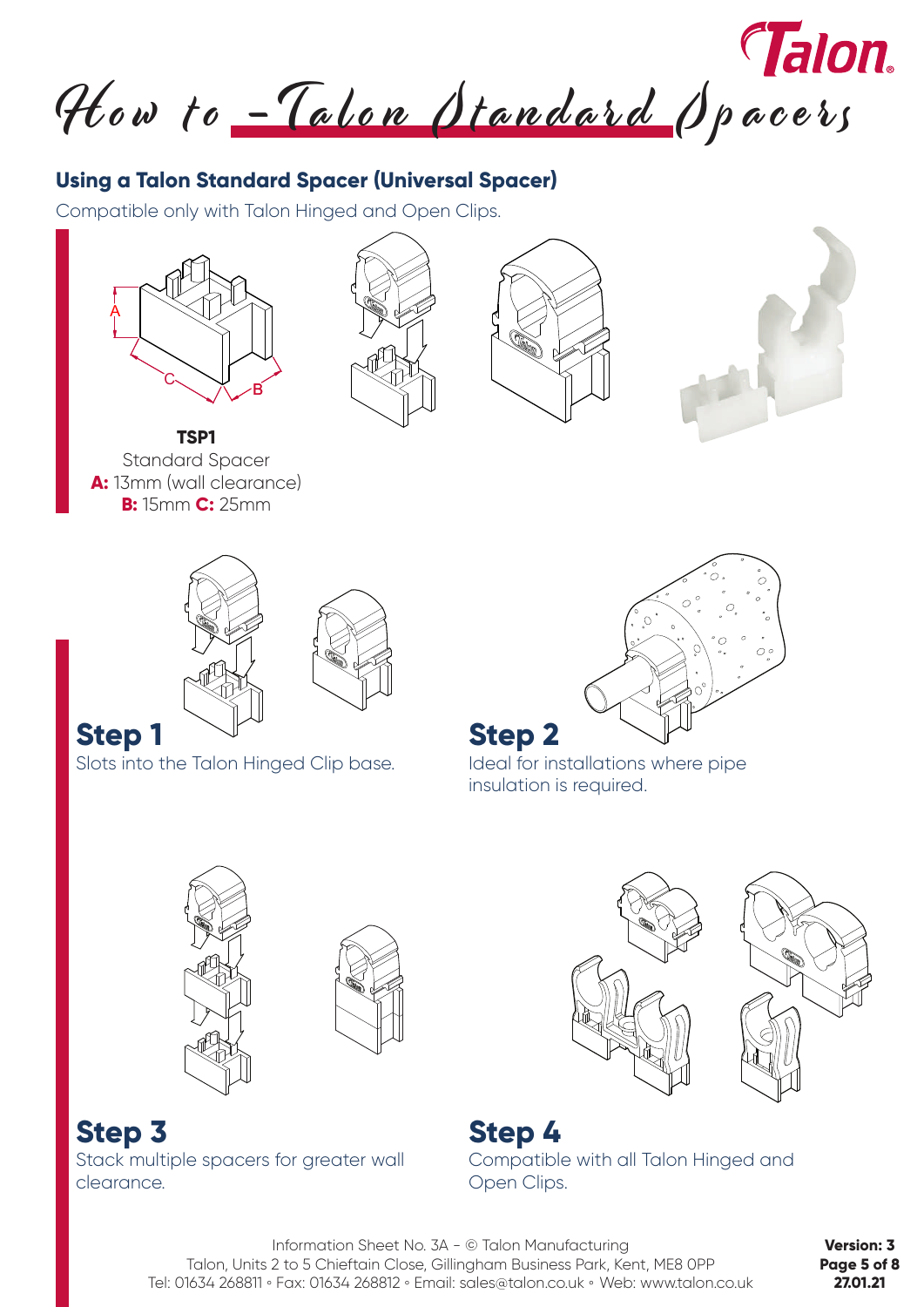# How to – Talon Standard Spacers

## Using a Talon Standard Spacer (Universal Spacer)

Compatible only with Talon Hinged and Open Clips.

**TSP1**
Standard Spacer
**A:** 13mm (wall clearance)
**B:** 15mm **C:** 25mm

## Step 1

Slots into the Talon Hinged Clip base.

## Step 2

Ideal for installations where pipe insulation is required.

## Step 3

Stack multiple spacers for greater wall clearance.

## Step 4

Compatible with all Talon Hinged and Open Clips.

Information Sheet No. 3A - © Talon Manufacturing
Talon, Units 2 to 5 Chieftain Close, Gillingham Business Park, Kent, ME8 0PP
Tel: 01634 268811 ◦ Fax: 01634 268812 ◦ Email: sales@talon.co.uk ◦ Web: www.talon.co.uk

**Version: 3**
**27.01.21**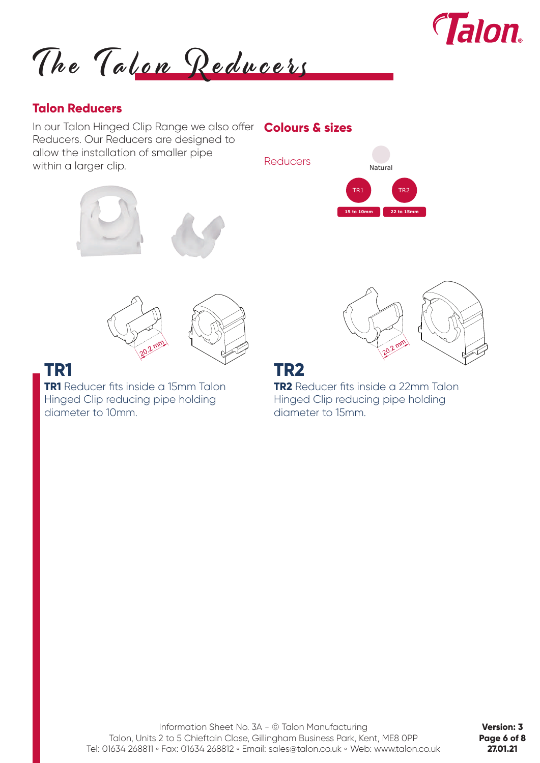# The Talon Reducers

## Talon Reducers

In our Talon Hinged Clip Range we also offer Reducers. Our Reducers are designed to allow the installation of smaller pipe within a larger clip.

## Colours & sizes

Reducers

Natural

| TR1 | TR2 |
| --- | --- |
| 15 to 10mm | 22 to 15mm |

20.2 mm

## TR1

**TR1** Reducer fits inside a 15mm Talon Hinged Clip reducing pipe holding diameter to 10mm.

20.2 mm

## TR2

**TR2** Reducer fits inside a 22mm Talon Hinged Clip reducing pipe holding diameter to 15mm.

Information Sheet No. 3A - © Talon Manufacturing
Talon, Units 2 to 5 Chieftain Close, Gillingham Business Park, Kent, ME8 0PP
Tel: 01634 268811 ◦ Fax: 01634 268812 ◦ Email: sales@talon.co.uk ◦ Web: www.talon.co.uk

**Version: 3**
**27.01.21**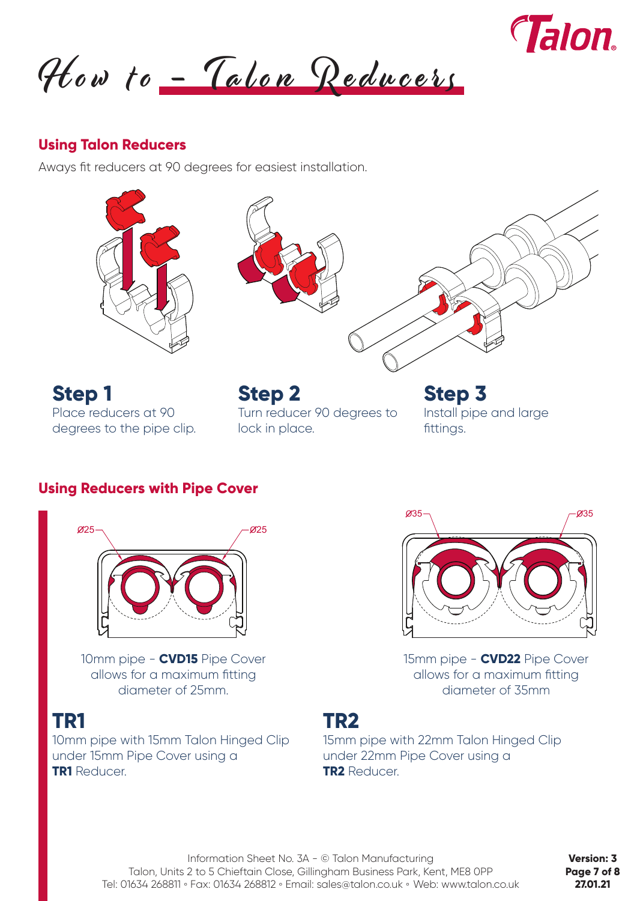# How to – Talon Reducers

## Using Talon Reducers

Aways fit reducers at 90 degrees for easiest installation.

### Step 1

Place reducers at 90 degrees to the pipe clip.

### Step 2

Turn reducer 90 degrees to lock in place.

### Step 3

Install pipe and large fittings.

## Using Reducers with Pipe Cover

Ø25 Ø25

10mm pipe - **CVD15** Pipe Cover allows for a maximum fitting diameter of 25mm.

Ø35 Ø35

15mm pipe - **CVD22** Pipe Cover allows for a maximum fitting diameter of 35mm

### TR1

10mm pipe with 15mm Talon Hinged Clip under 15mm Pipe Cover using a **TR1** Reducer.

### TR2

15mm pipe with 22mm Talon Hinged Clip under 22mm Pipe Cover using a **TR2** Reducer.

Information Sheet No. 3A - © Talon Manufacturing
Talon, Units 2 to 5 Chieftain Close, Gillingham Business Park, Kent, ME8 0PP
Tel: 01634 268811 ◦ Fax: 01634 268812 ◦ Email: sales@talon.co.uk ◦ Web: www.talon.co.uk

**Version: 3**
**27.01.21**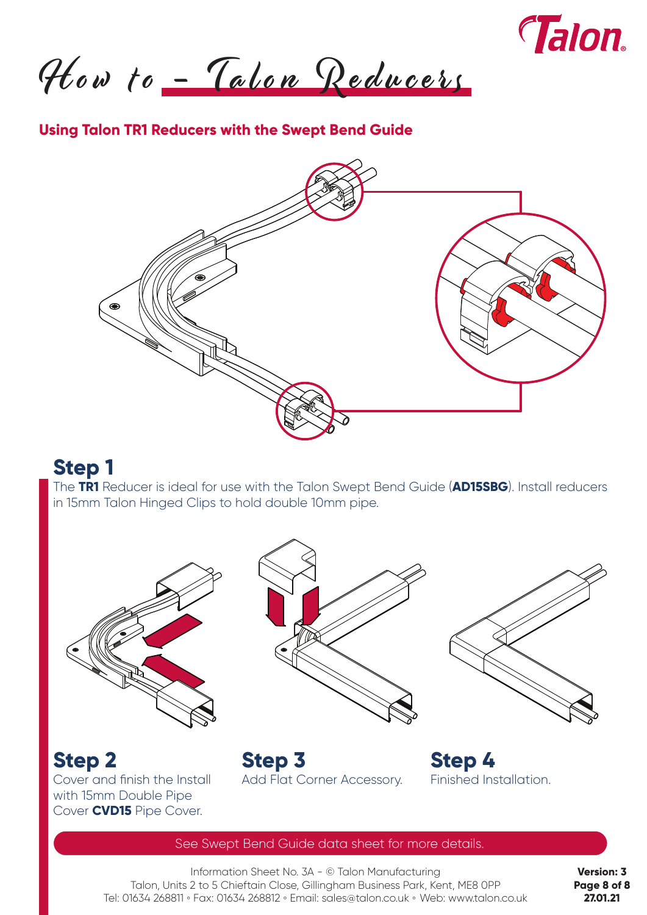# How to – Talon Reducers

## Using Talon TR1 Reducers with the Swept Bend Guide

## Step 1

The **TR1** Reducer is ideal for use with the Talon Swept Bend Guide (**AD15SBG**). Install reducers in 15mm Talon Hinged Clips to hold double 10mm pipe.

## Step 2

Cover and finish the Install with 15mm Double Pipe Cover **CVD15** Pipe Cover.

## Step 3

Add Flat Corner Accessory.

## Step 4

Finished Installation.

See Swept Bend Guide data sheet for more details.

Information Sheet No. 3A - © Talon Manufacturing
Talon, Units 2 to 5 Chieftain Close, Gillingham Business Park, Kent, ME8 0PP
Tel: 01634 268811 ◦ Fax: 01634 268812 ◦ Email: sales@talon.co.uk ◦ Web: www.talon.co.uk

**Version: 3**
**27.01.21**